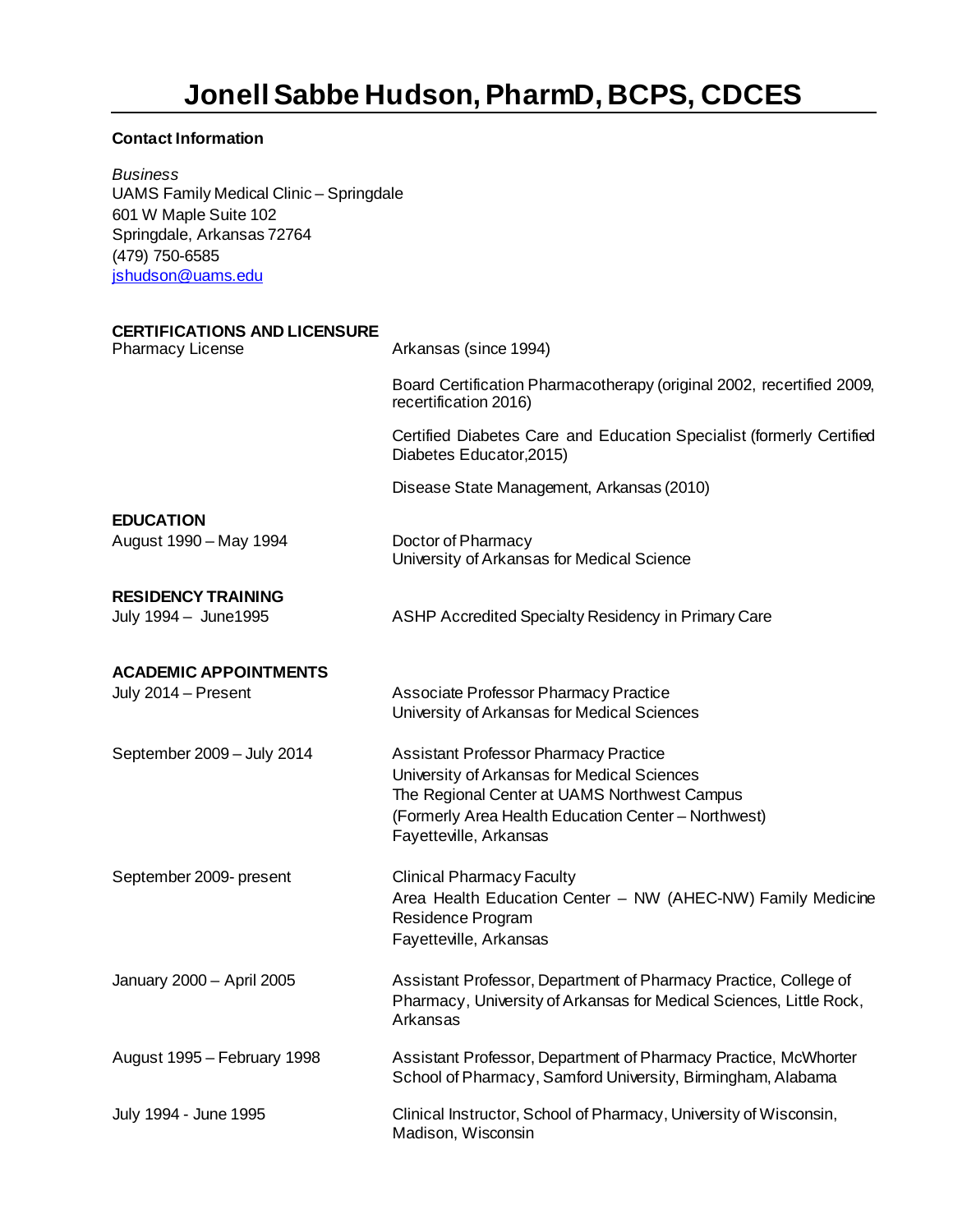# Jonell Sabbe Hudson, PharmD, BCPS, CDCES

**Contact Information**

*Business*
UAMS Family Medical Clinic – Springdale
601 W Maple Suite 102
Springdale, Arkansas 72764
(479) 750-6585
[jshudson@uams.edu](mailto:jshudson@uams.edu)

## CERTIFICATIONS AND LICENSURE

| | |
|---|---|
| Pharmacy License | Arkansas (since 1994) |
| | Board Certification Pharmacotherapy (original 2002, recertified 2009, recertification 2016) |
| | Certified Diabetes Care and Education Specialist (formerly Certified Diabetes Educator,2015) |
| | Disease State Management, Arkansas (2010) |

## EDUCATION

| | |
|---|---|
| August 1990 – May 1994 | Doctor of Pharmacy<br>University of Arkansas for Medical Science |

## RESIDENCY TRAINING

| | |
|---|---|
| July 1994 – June1995 | ASHP Accredited Specialty Residency in Primary Care |

## ACADEMIC APPOINTMENTS

| | |
|---|---|
| July 2014 – Present | Associate Professor Pharmacy Practice<br>University of Arkansas for Medical Sciences |
| September 2009 – July 2014 | Assistant Professor Pharmacy Practice<br>University of Arkansas for Medical Sciences<br>The Regional Center at UAMS Northwest Campus<br>(Formerly Area Health Education Center – Northwest)<br>Fayetteville, Arkansas |
| September 2009- present | Clinical Pharmacy Faculty<br>Area Health Education Center – NW (AHEC-NW) Family Medicine Residence Program<br>Fayetteville, Arkansas |
| January 2000 – April 2005 | Assistant Professor, Department of Pharmacy Practice, College of Pharmacy, University of Arkansas for Medical Sciences, Little Rock, Arkansas |
| August 1995 – February 1998 | Assistant Professor, Department of Pharmacy Practice, McWhorter School of Pharmacy, Samford University, Birmingham, Alabama |
| July 1994 - June 1995 | Clinical Instructor, School of Pharmacy, University of Wisconsin, Madison, Wisconsin |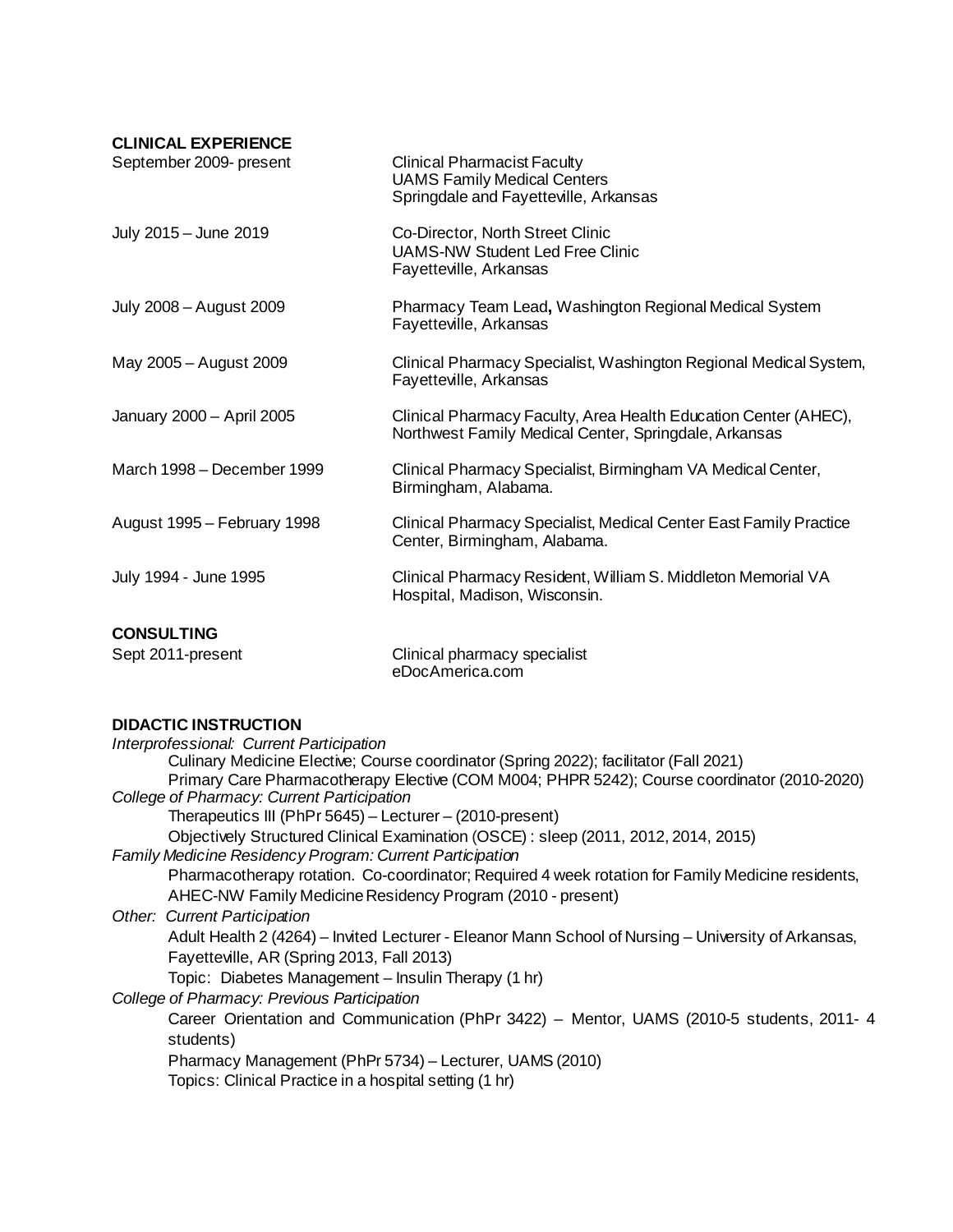## CLINICAL EXPERIENCE

| | |
|---|---|
| September 2009- present | Clinical Pharmacist Faculty<br>UAMS Family Medical Centers<br>Springdale and Fayetteville, Arkansas |
| July 2015 – June 2019 | Co-Director, North Street Clinic<br>UAMS-NW Student Led Free Clinic<br>Fayetteville, Arkansas |
| July 2008 – August 2009 | Pharmacy Team Lead**,** Washington Regional Medical System<br>Fayetteville, Arkansas |
| May 2005 – August 2009 | Clinical Pharmacy Specialist, Washington Regional Medical System,<br>Fayetteville, Arkansas |
| January 2000 – April 2005 | Clinical Pharmacy Faculty, Area Health Education Center (AHEC),<br>Northwest Family Medical Center, Springdale, Arkansas |
| March 1998 – December 1999 | Clinical Pharmacy Specialist, Birmingham VA Medical Center,<br>Birmingham, Alabama. |
| August 1995 – February 1998 | Clinical Pharmacy Specialist, Medical Center East Family Practice<br>Center, Birmingham, Alabama. |
| July 1994 - June 1995 | Clinical Pharmacy Resident, William S. Middleton Memorial VA<br>Hospital, Madison, Wisconsin. |

## CONSULTING

| | |
|---|---|
| Sept 2011-present | Clinical pharmacy specialist<br>eDocAmerica.com |

## DIDACTIC INSTRUCTION

*Interprofessional: Current Participation*

Culinary Medicine Elective; Course coordinator (Spring 2022); facilitator (Fall 2021)

Primary Care Pharmacotherapy Elective (COM M004; PHPR 5242); Course coordinator (2010-2020)

*College of Pharmacy: Current Participation*

Therapeutics III (PhPr 5645) – Lecturer – (2010-present)

Objectively Structured Clinical Examination (OSCE) : sleep (2011, 2012, 2014, 2015)

*Family Medicine Residency Program: Current Participation*

Pharmacotherapy rotation. Co-coordinator; Required 4 week rotation for Family Medicine residents, AHEC-NW Family Medicine Residency Program (2010 - present)

*Other: Current Participation*

Adult Health 2 (4264) – Invited Lecturer - Eleanor Mann School of Nursing – University of Arkansas, Fayetteville, AR (Spring 2013, Fall 2013)

Topic: Diabetes Management – Insulin Therapy (1 hr)

*College of Pharmacy: Previous Participation*

Career Orientation and Communication (PhPr 3422) – Mentor, UAMS (2010-5 students, 2011- 4 students)

Pharmacy Management (PhPr 5734) – Lecturer, UAMS (2010)

Topics: Clinical Practice in a hospital setting (1 hr)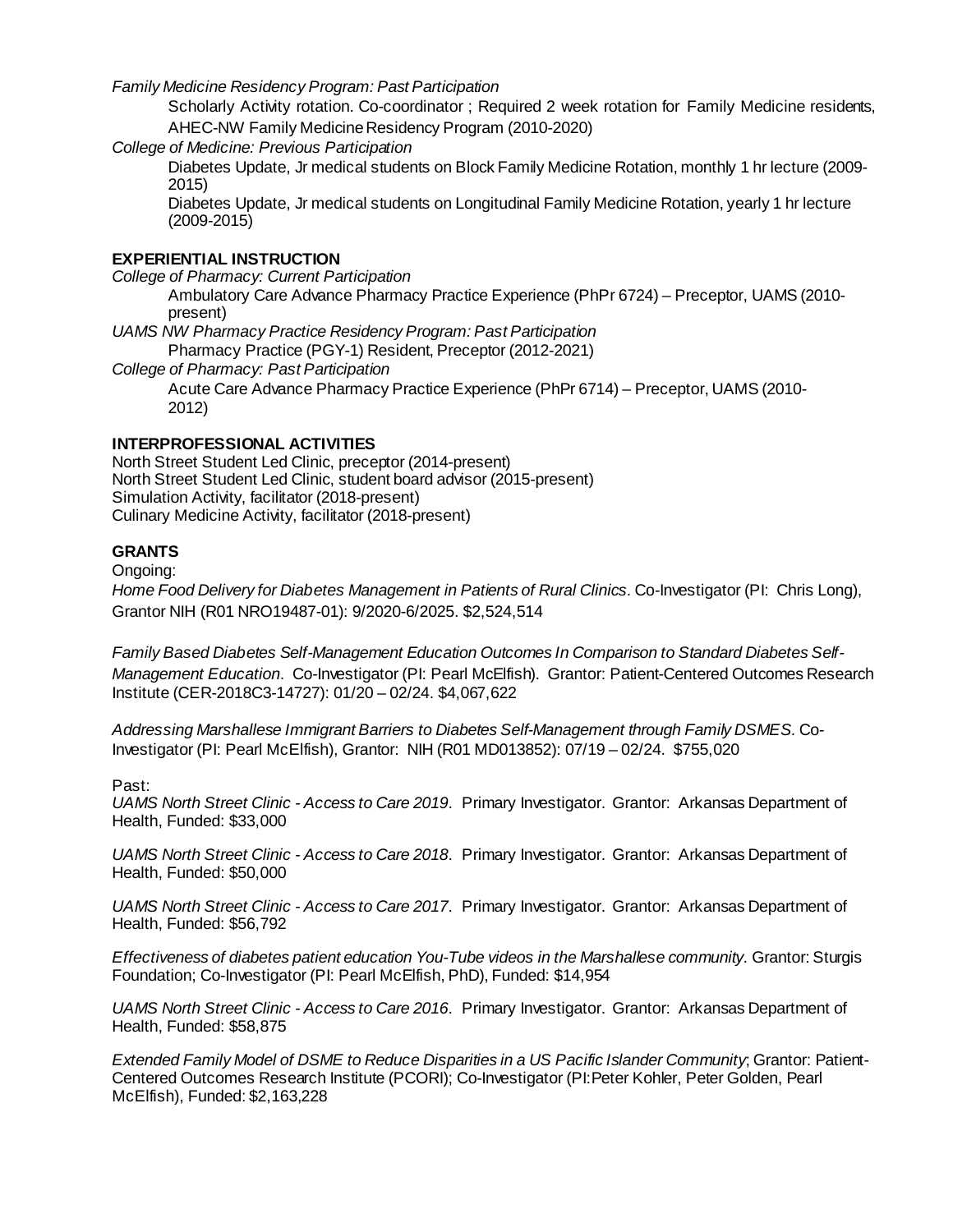*Family Medicine Residency Program: Past Participation*

Scholarly Activity rotation. Co-coordinator ; Required 2 week rotation for Family Medicine residents, AHEC-NW Family Medicine Residency Program (2010-2020)

*College of Medicine: Previous Participation*

Diabetes Update, Jr medical students on Block Family Medicine Rotation, monthly 1 hr lecture (2009-2015)

Diabetes Update, Jr medical students on Longitudinal Family Medicine Rotation, yearly 1 hr lecture (2009-2015)

**EXPERIENTIAL INSTRUCTION**

*College of Pharmacy: Current Participation*

Ambulatory Care Advance Pharmacy Practice Experience (PhPr 6724) – Preceptor, UAMS (2010-present)

*UAMS NW Pharmacy Practice Residency Program: Past Participation*

Pharmacy Practice (PGY-1) Resident, Preceptor (2012-2021)

*College of Pharmacy: Past Participation*

Acute Care Advance Pharmacy Practice Experience (PhPr 6714) – Preceptor, UAMS (2010-2012)

**INTERPROFESSIONAL ACTIVITIES**

North Street Student Led Clinic, preceptor (2014-present)
North Street Student Led Clinic, student board advisor (2015-present)
Simulation Activity, facilitator (2018-present)
Culinary Medicine Activity, facilitator (2018-present)

**GRANTS**

Ongoing:

*Home Food Delivery for Diabetes Management in Patients of Rural Clinics.* Co-Investigator (PI: Chris Long), Grantor NIH (R01 NRO19487-01): 9/2020-6/2025. $2,524,514

*Family Based Diabetes Self-Management Education Outcomes In Comparison to Standard Diabetes Self-Management Education*. Co-Investigator (PI: Pearl McElfish). Grantor: Patient-Centered Outcomes Research Institute (CER-2018C3-14727): 01/20 – 02/24. $4,067,622

*Addressing Marshallese Immigrant Barriers to Diabetes Self-Management through Family DSMES.* Co-Investigator (PI: Pearl McElfish), Grantor: NIH (R01 MD013852): 07/19 – 02/24. $755,020

Past:

*UAMS North Street Clinic - Access to Care 2019*. Primary Investigator. Grantor: Arkansas Department of Health, Funded: $33,000

*UAMS North Street Clinic - Access to Care 2018*. Primary Investigator. Grantor: Arkansas Department of Health, Funded: $50,000

*UAMS North Street Clinic - Access to Care 2017*. Primary Investigator. Grantor: Arkansas Department of Health, Funded: $56,792

*Effectiveness of diabetes patient education You-Tube videos in the Marshallese community.* Grantor: Sturgis Foundation; Co-Investigator (PI: Pearl McElfish, PhD), Funded: $14,954

*UAMS North Street Clinic - Access to Care 2016*. Primary Investigator. Grantor: Arkansas Department of Health, Funded: $58,875

*Extended Family Model of DSME to Reduce Disparities in a US Pacific Islander Community*; Grantor: Patient-Centered Outcomes Research Institute (PCORI); Co-Investigator (PI:Peter Kohler, Peter Golden, Pearl McElfish), Funded: $2,163,228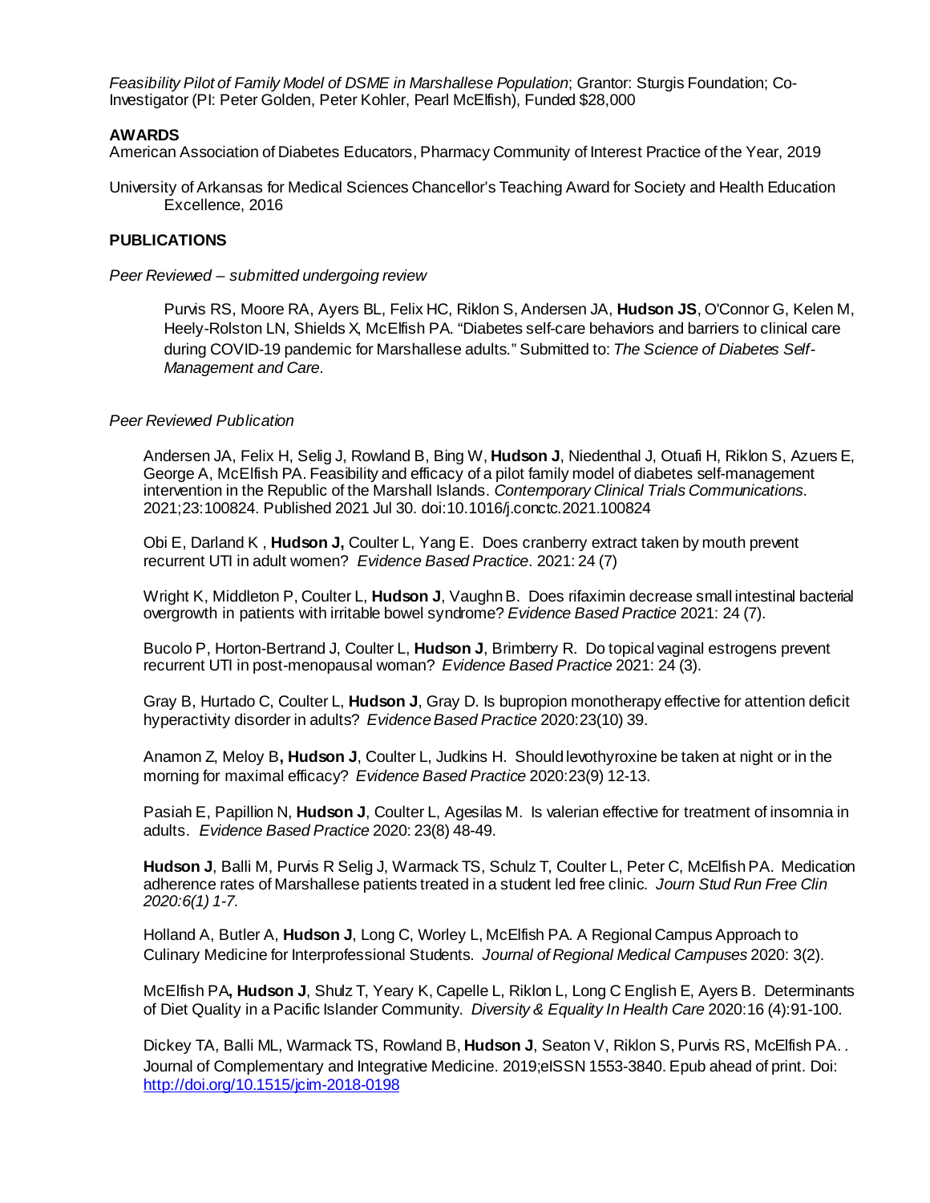*Feasibility Pilot of Family Model of DSME in Marshallese Population*; Grantor: Sturgis Foundation; Co-Investigator (PI: Peter Golden, Peter Kohler, Pearl McElfish), Funded $28,000

## AWARDS

American Association of Diabetes Educators, Pharmacy Community of Interest Practice of the Year, 2019

University of Arkansas for Medical Sciences Chancellor's Teaching Award for Society and Health Education Excellence, 2016

## PUBLICATIONS

*Peer Reviewed – submitted undergoing review*

Purvis RS, Moore RA, Ayers BL, Felix HC, Riklon S, Andersen JA, **Hudson JS**, O'Connor G, Kelen M, Heely-Rolston LN, Shields X, McElfish PA. "Diabetes self-care behaviors and barriers to clinical care during COVID-19 pandemic for Marshallese adults." Submitted to: *The Science of Diabetes Self-Management and Care*.

*Peer Reviewed Publication*

Andersen JA, Felix H, Selig J, Rowland B, Bing W, **Hudson J**, Niedenthal J, Otuafi H, Riklon S, Azuers E, George A, McElfish PA. Feasibility and efficacy of a pilot family model of diabetes self-management intervention in the Republic of the Marshall Islands. *Contemporary Clinical Trials Communications*. 2021;23:100824. Published 2021 Jul 30. doi:10.1016/j.conctc.2021.100824

Obi E, Darland K , **Hudson J,** Coulter L, Yang E. Does cranberry extract taken by mouth prevent recurrent UTI in adult women? *Evidence Based Practice*. 2021: 24 (7)

Wright K, Middleton P, Coulter L, **Hudson J**, Vaughn B. Does rifaximin decrease small intestinal bacterial overgrowth in patients with irritable bowel syndrome? *Evidence Based Practice* 2021: 24 (7).

Bucolo P, Horton-Bertrand J, Coulter L, **Hudson J**, Brimberry R. Do topical vaginal estrogens prevent recurrent UTI in post-menopausal woman? *Evidence Based Practice* 2021: 24 (3).

Gray B, Hurtado C, Coulter L, **Hudson J**, Gray D. Is bupropion monotherapy effective for attention deficit hyperactivity disorder in adults? *Evidence Based Practice* 2020:23(10) 39.

Anamon Z, Meloy B**, Hudson J**, Coulter L, Judkins H. Should levothyroxine be taken at night or in the morning for maximal efficacy? *Evidence Based Practice* 2020:23(9) 12-13.

Pasiah E, Papillion N, **Hudson J**, Coulter L, Agesilas M. Is valerian effective for treatment of insomnia in adults. *Evidence Based Practice* 2020: 23(8) 48-49.

**Hudson J**, Balli M, Purvis R Selig J, Warmack TS, Schulz T, Coulter L, Peter C, McElfish PA. Medication adherence rates of Marshallese patients treated in a student led free clinic. *Journ Stud Run Free Clin 2020:6(1) 1-7.*

Holland A, Butler A, **Hudson J**, Long C, Worley L, McElfish PA. A Regional Campus Approach to Culinary Medicine for Interprofessional Students. *Journal of Regional Medical Campuses* 2020: 3(2).

McElfish PA**, Hudson J**, Shulz T, Yeary K, Capelle L, Riklon L, Long C English E, Ayers B. Determinants of Diet Quality in a Pacific Islander Community. *Diversity & Equality In Health Care* 2020:16 (4):91-100.

Dickey TA, Balli ML, Warmack TS, Rowland B, **Hudson J**, Seaton V, Riklon S, Purvis RS, McElfish PA. . Journal of Complementary and Integrative Medicine. 2019;eISSN 1553-3840. Epub ahead of print. Doi: http://doi.org/10.1515/jcim-2018-0198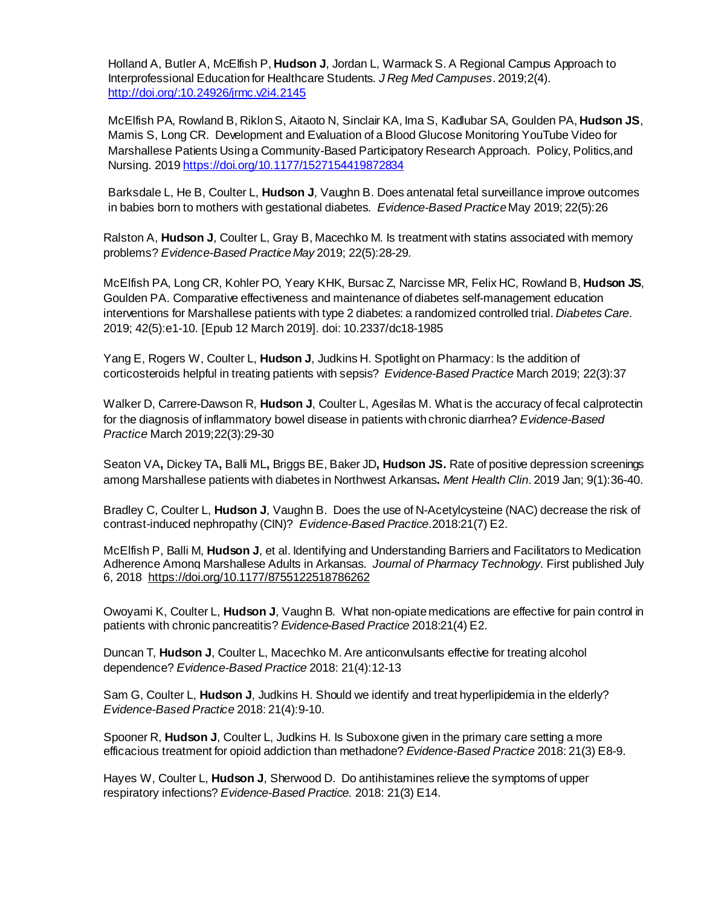Holland A, Butler A, McElfish P, **Hudson J**, Jordan L, Warmack S. A Regional Campus Approach to Interprofessional Education for Healthcare Students. *J Reg Med Campuses*. 2019;2(4). http://doi.org/:10.24926/jrmc.v2i4.2145

McElfish PA, Rowland B, Riklon S, Aitaoto N, Sinclair KA, Ima S, Kadlubar SA, Goulden PA, **Hudson JS**, Mamis S, Long CR. Development and Evaluation of a Blood Glucose Monitoring YouTube Video for Marshallese Patients Using a Community-Based Participatory Research Approach. Policy, Politics, and Nursing. 2019 https://doi.org/10.1177/1527154419872834

Barksdale L, He B, Coulter L, **Hudson J**, Vaughn B. Does antenatal fetal surveillance improve outcomes in babies born to mothers with gestational diabetes. *Evidence-Based Practice* May 2019; 22(5):26

Ralston A, **Hudson J**, Coulter L, Gray B, Macechko M. Is treatment with statins associated with memory problems? *Evidence-Based Practice May* 2019; 22(5):28-29.

McElfish PA, Long CR, Kohler PO, Yeary KHK, Bursac Z, Narcisse MR, Felix HC, Rowland B, **Hudson JS**, Goulden PA. Comparative effectiveness and maintenance of diabetes self-management education interventions for Marshallese patients with type 2 diabetes: a randomized controlled trial. *Diabetes Care*. 2019; 42(5):e1-10. [Epub 12 March 2019]. doi: 10.2337/dc18-1985

Yang E, Rogers W, Coulter L, **Hudson J**, Judkins H. Spotlight on Pharmacy: Is the addition of corticosteroids helpful in treating patients with sepsis? *Evidence-Based Practice* March 2019; 22(3):37

Walker D, Carrere-Dawson R, **Hudson J**, Coulter L, Agesilas M. What is the accuracy of fecal calprotectin for the diagnosis of inflammatory bowel disease in patients with chronic diarrhea? *Evidence-Based Practice* March 2019;22(3):29-30

Seaton VA**,** Dickey TA**,** Balli ML**,** Briggs BE, Baker JD**, Hudson JS.** Rate of positive depression screenings among Marshallese patients with diabetes in Northwest Arkansas**.** *Ment Health Clin*. 2019 Jan; 9(1):36-40.

Bradley C, Coulter L, **Hudson J**, Vaughn B. Does the use of N-Acetylcysteine (NAC) decrease the risk of contrast-induced nephropathy (CIN)? *Evidence-Based Practice*.2018:21(7) E2.

McElfish P, Balli M, **Hudson J**, et al. Identifying and Understanding Barriers and Facilitators to Medication Adherence Among Marshallese Adults in Arkansas. *Journal of Pharmacy Technology*. First published July 6, 2018 https://doi.org/10.1177/8755122518786262

Owoyami K, Coulter L, **Hudson J**, Vaughn B. What non-opiate medications are effective for pain control in patients with chronic pancreatitis? *Evidence-Based Practice* 2018:21(4) E2.

Duncan T, **Hudson J**, Coulter L, Macechko M. Are anticonvulsants effective for treating alcohol dependence? *Evidence-Based Practice* 2018: 21(4):12-13

Sam G, Coulter L, **Hudson J**, Judkins H. Should we identify and treat hyperlipidemia in the elderly? *Evidence-Based Practice* 2018: 21(4):9-10.

Spooner R, **Hudson J**, Coulter L, Judkins H. Is Suboxone given in the primary care setting a more efficacious treatment for opioid addiction than methadone? *Evidence-Based Practice* 2018: 21(3) E8-9.

Hayes W, Coulter L, **Hudson J**, Sherwood D. Do antihistamines relieve the symptoms of upper respiratory infections? *Evidence-Based Practice.* 2018: 21(3) E14.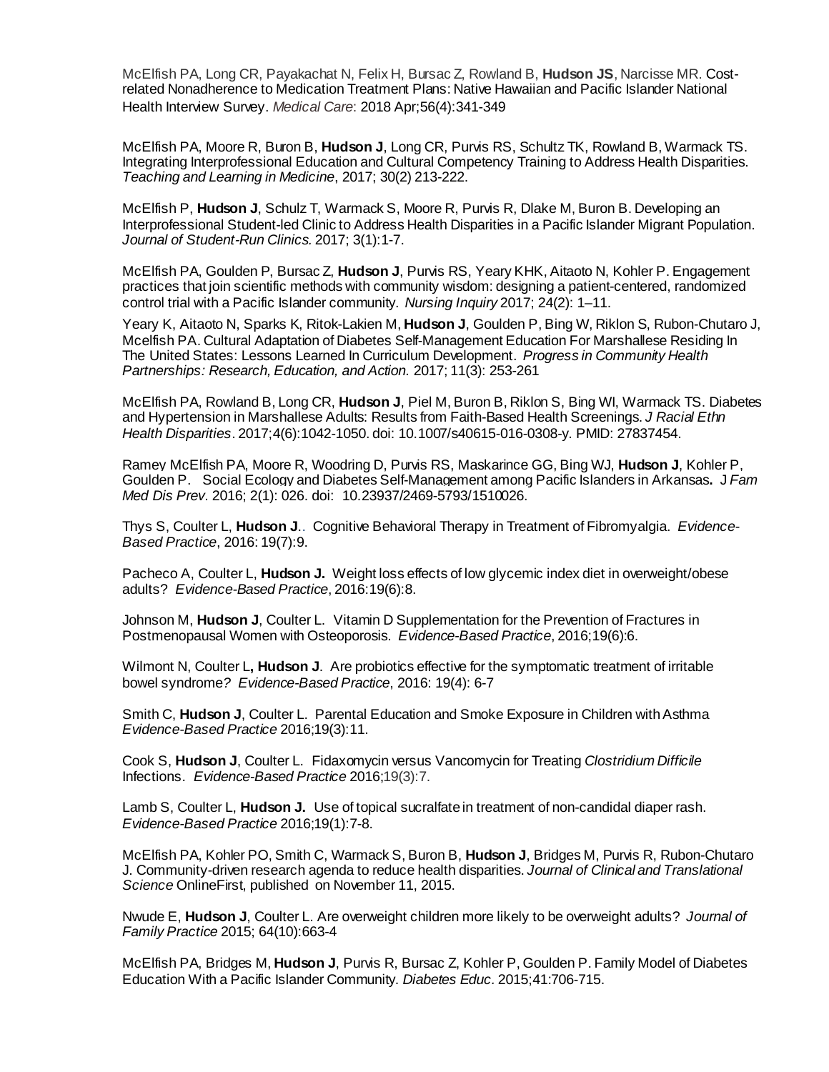McElfish PA, Long CR, Payakachat N, Felix H, Bursac Z, Rowland B, **Hudson JS**, Narcisse MR. Cost-related Nonadherence to Medication Treatment Plans: Native Hawaiian and Pacific Islander National Health Interview Survey. *Medical Care*: 2018 Apr;56(4):341-349

McElfish PA, Moore R, Buron B, **Hudson J**, Long CR, Purvis RS, Schultz TK, Rowland B, Warmack TS. Integrating Interprofessional Education and Cultural Competency Training to Address Health Disparities. *Teaching and Learning in Medicine*, 2017; 30(2) 213-222.

McElfish P, **Hudson J**, Schulz T, Warmack S, Moore R, Purvis R, Dlake M, Buron B. Developing an Interprofessional Student-led Clinic to Address Health Disparities in a Pacific Islander Migrant Population. *Journal of Student-Run Clinics.* 2017; 3(1):1-7.

McElfish PA, Goulden P, Bursac Z, **Hudson J**, Purvis RS, Yeary KHK, Aitaoto N, Kohler P. Engagement practices that join scientific methods with community wisdom: designing a patient-centered, randomized control trial with a Pacific Islander community. *Nursing Inquiry* 2017; 24(2): 1–11.

Yeary K, Aitaoto N, Sparks K, Ritok-Lakien M, **Hudson J**, Goulden P, Bing W, Riklon S, Rubon-Chutaro J, Mcelfish PA. Cultural Adaptation of Diabetes Self-Management Education For Marshallese Residing In The United States: Lessons Learned In Curriculum Development. *Progress in Community Health Partnerships: Research, Education, and Action.* 2017; 11(3): 253-261

McElfish PA, Rowland B, Long CR, **Hudson J**, Piel M, Buron B, Riklon S, Bing WI, Warmack TS. Diabetes and Hypertension in Marshallese Adults: Results from Faith-Based Health Screenings. *J Racial Ethn Health Disparities*. 2017;4(6):1042-1050. doi: 10.1007/s40615-016-0308-y. PMID: 27837454.

Ramey McElfish PA, Moore R, Woodring D, Purvis RS, Maskarince GG, Bing WJ, **Hudson J**, Kohler P, Goulden P. Social Ecology and Diabetes Self-Management among Pacific Islanders in Arkansas**.** J *Fam Med Dis Prev*. 2016; 2(1): 026. doi: 10.23937/2469-5793/1510026.

Thys S, Coulter L, **Hudson J**.. Cognitive Behavioral Therapy in Treatment of Fibromyalgia. *Evidence-Based Practice*, 2016: 19(7):9.

Pacheco A, Coulter L, **Hudson J.** Weight loss effects of low glycemic index diet in overweight/obese adults? *Evidence-Based Practice*, 2016:19(6):8.

Johnson M, **Hudson J**, Coulter L. Vitamin D Supplementation for the Prevention of Fractures in Postmenopausal Women with Osteoporosis. *Evidence-Based Practice*, 2016;19(6):6.

Wilmont N, Coulter L**, Hudson J**. Are probiotics effective for the symptomatic treatment of irritable bowel syndrome*?* *Evidence-Based Practice*, 2016: 19(4): 6-7

Smith C, **Hudson J**, Coulter L. Parental Education and Smoke Exposure in Children with Asthma *Evidence-Based Practice* 2016;19(3):11.

Cook S, **Hudson J**, Coulter L. Fidaxomycin versus Vancomycin for Treating *Clostridium Difficile* Infections. *Evidence-Based Practice* 2016;19(3):7.

Lamb S, Coulter L, **Hudson J.** Use of topical sucralfate in treatment of non-candidal diaper rash. *Evidence-Based Practice* 2016;19(1):7-8.

McElfish PA, Kohler PO, Smith C, Warmack S, Buron B, **Hudson J**, Bridges M, Purvis R, Rubon-Chutaro J. Community-driven research agenda to reduce health disparities. *Journal of Clinical and Translational Science* OnlineFirst, published on November 11, 2015.

Nwude E, **Hudson J**, Coulter L. Are overweight children more likely to be overweight adults? *Journal of Family Practice* 2015; 64(10):663-4

McElfish PA, Bridges M, **Hudson J**, Purvis R, Bursac Z, Kohler P, Goulden P. Family Model of Diabetes Education With a Pacific Islander Community. *Diabetes Educ.* 2015;41:706-715.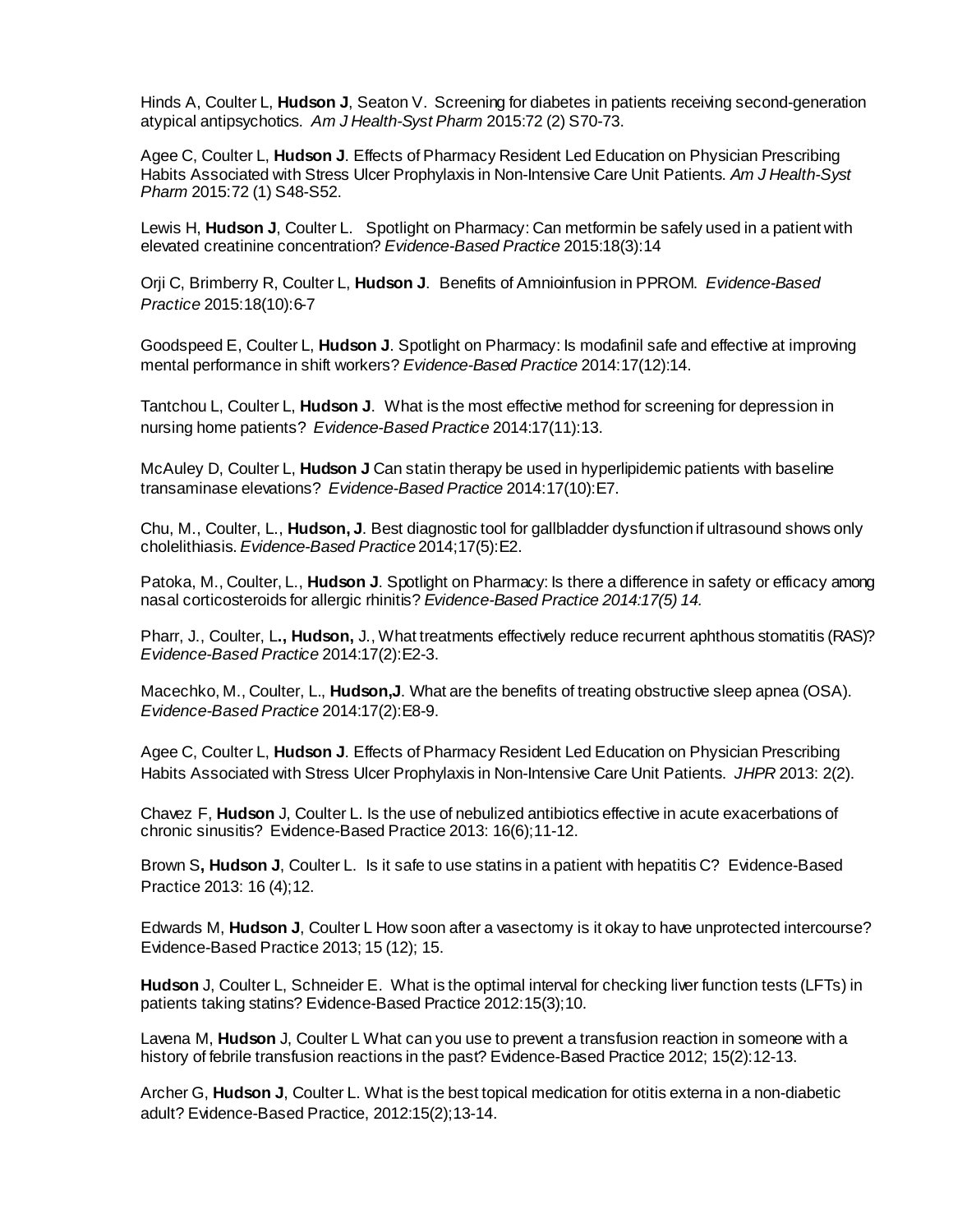Hinds A, Coulter L, **Hudson J**, Seaton V. Screening for diabetes in patients receiving second-generation atypical antipsychotics. *Am J Health-Syst Pharm* 2015:72 (2) S70-73.

Agee C, Coulter L, **Hudson J**. Effects of Pharmacy Resident Led Education on Physician Prescribing Habits Associated with Stress Ulcer Prophylaxis in Non-Intensive Care Unit Patients. *Am J Health-Syst Pharm* 2015:72 (1) S48-S52.

Lewis H, **Hudson J**, Coulter L. Spotlight on Pharmacy: Can metformin be safely used in a patient with elevated creatinine concentration? *Evidence-Based Practice* 2015:18(3):14

Orji C, Brimberry R, Coulter L, **Hudson J**. Benefits of Amnioinfusion in PPROM. *Evidence-Based Practice* 2015:18(10):6-7

Goodspeed E, Coulter L, **Hudson J**. Spotlight on Pharmacy: Is modafinil safe and effective at improving mental performance in shift workers? *Evidence-Based Practice* 2014:17(12):14.

Tantchou L, Coulter L, **Hudson J**. What is the most effective method for screening for depression in nursing home patients? *Evidence-Based Practice* 2014:17(11):13.

McAuley D, Coulter L, **Hudson J** Can statin therapy be used in hyperlipidemic patients with baseline transaminase elevations? *Evidence-Based Practice* 2014:17(10):E7.

Chu, M., Coulter, L., **Hudson, J**. Best diagnostic tool for gallbladder dysfunction if ultrasound shows only cholelithiasis. *Evidence-Based Practice* 2014;17(5):E2.

Patoka, M., Coulter, L., **Hudson J**. Spotlight on Pharmacy: Is there a difference in safety or efficacy among nasal corticosteroids for allergic rhinitis? *Evidence-Based Practice 2014:17(5) 14.*

Pharr, J., Coulter, L**., Hudson,** J., What treatments effectively reduce recurrent aphthous stomatitis (RAS)? *Evidence-Based Practice* 2014:17(2):E2-3.

Macechko, M., Coulter, L., **Hudson,J**. What are the benefits of treating obstructive sleep apnea (OSA). *Evidence-Based Practice* 2014:17(2):E8-9.

Agee C, Coulter L, **Hudson J**. Effects of Pharmacy Resident Led Education on Physician Prescribing Habits Associated with Stress Ulcer Prophylaxis in Non-Intensive Care Unit Patients. *JHPR* 2013: 2(2).

Chavez F, **Hudson** J, Coulter L. Is the use of nebulized antibiotics effective in acute exacerbations of chronic sinusitis? Evidence-Based Practice 2013: 16(6);11-12.

Brown S**, Hudson J**, Coulter L. Is it safe to use statins in a patient with hepatitis C? Evidence-Based Practice 2013: 16 (4);12.

Edwards M, **Hudson J**, Coulter L How soon after a vasectomy is it okay to have unprotected intercourse? Evidence-Based Practice 2013; 15 (12); 15.

**Hudson** J, Coulter L, Schneider E. What is the optimal interval for checking liver function tests (LFTs) in patients taking statins? Evidence-Based Practice 2012:15(3);10.

Lavena M, **Hudson** J, Coulter L What can you use to prevent a transfusion reaction in someone with a history of febrile transfusion reactions in the past? Evidence-Based Practice 2012; 15(2):12-13.

Archer G, **Hudson J**, Coulter L. What is the best topical medication for otitis externa in a non-diabetic adult? Evidence-Based Practice, 2012:15(2);13-14.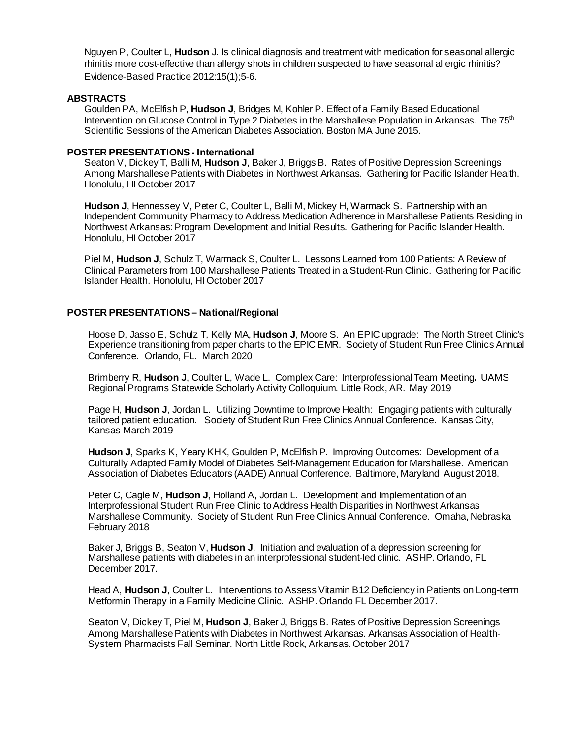Nguyen P, Coulter L, **Hudson** J. Is clinical diagnosis and treatment with medication for seasonal allergic rhinitis more cost-effective than allergy shots in children suspected to have seasonal allergic rhinitis? Evidence-Based Practice 2012:15(1);5-6.

**ABSTRACTS**

Goulden PA, McElfish P, **Hudson J**, Bridges M, Kohler P. Effect of a Family Based Educational Intervention on Glucose Control in Type 2 Diabetes in the Marshallese Population in Arkansas. The 75[th] Scientific Sessions of the American Diabetes Association. Boston MA June 2015.

**POSTER PRESENTATIONS - International**

Seaton V, Dickey T, Balli M, **Hudson J**, Baker J, Briggs B. Rates of Positive Depression Screenings Among Marshallese Patients with Diabetes in Northwest Arkansas. Gathering for Pacific Islander Health. Honolulu, HI October 2017

**Hudson J**, Hennessey V, Peter C, Coulter L, Balli M, Mickey H, Warmack S. Partnership with an Independent Community Pharmacy to Address Medication Adherence in Marshallese Patients Residing in Northwest Arkansas: Program Development and Initial Results. Gathering for Pacific Islander Health. Honolulu, HI October 2017

Piel M, **Hudson J**, Schulz T, Warmack S, Coulter L. Lessons Learned from 100 Patients: A Review of Clinical Parameters from 100 Marshallese Patients Treated in a Student-Run Clinic. Gathering for Pacific Islander Health. Honolulu, HI October 2017

**POSTER PRESENTATIONS – National/Regional**

Hoose D, Jasso E, Schulz T, Kelly MA, **Hudson J**, Moore S. An EPIC upgrade: The North Street Clinic's Experience transitioning from paper charts to the EPIC EMR. Society of Student Run Free Clinics Annual Conference. Orlando, FL. March 2020

Brimberry R, **Hudson J**, Coulter L, Wade L. Complex Care: Interprofessional Team Meeting**.** UAMS Regional Programs Statewide Scholarly Activity Colloquium. Little Rock, AR. May 2019

Page H, **Hudson J**, Jordan L. Utilizing Downtime to Improve Health: Engaging patients with culturally tailored patient education. Society of Student Run Free Clinics Annual Conference. Kansas City, Kansas March 2019

**Hudson J**, Sparks K, Yeary KHK, Goulden P, McElfish P. Improving Outcomes: Development of a Culturally Adapted Family Model of Diabetes Self-Management Education for Marshallese. American Association of Diabetes Educators (AADE) Annual Conference. Baltimore, Maryland August 2018.

Peter C, Cagle M, **Hudson J**, Holland A, Jordan L. Development and Implementation of an Interprofessional Student Run Free Clinic to Address Health Disparities in Northwest Arkansas Marshallese Community. Society of Student Run Free Clinics Annual Conference. Omaha, Nebraska February 2018

Baker J, Briggs B, Seaton V, **Hudson J**. Initiation and evaluation of a depression screening for Marshallese patients with diabetes in an interprofessional student-led clinic. ASHP. Orlando, FL December 2017.

Head A, **Hudson J**, Coulter L. Interventions to Assess Vitamin B12 Deficiency in Patients on Long-term Metformin Therapy in a Family Medicine Clinic. ASHP. Orlando FL December 2017.

Seaton V, Dickey T, Piel M, **Hudson J**, Baker J, Briggs B. Rates of Positive Depression Screenings Among Marshallese Patients with Diabetes in Northwest Arkansas. Arkansas Association of Health-System Pharmacists Fall Seminar. North Little Rock, Arkansas. October 2017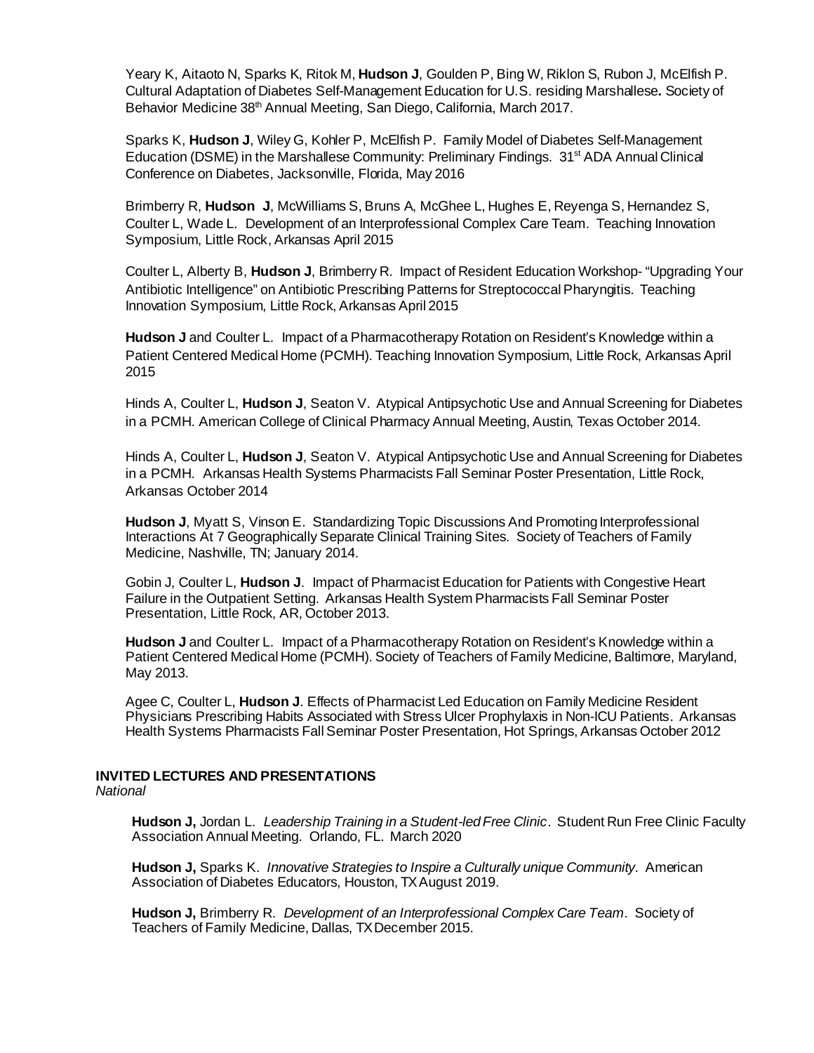Yeary K, Aitaoto N, Sparks K, Ritok M, **Hudson J**, Goulden P, Bing W, Riklon S, Rubon J, McElfish P. Cultural Adaptation of Diabetes Self-Management Education for U.S. residing Marshallese**.** Society of Behavior Medicine 38th Annual Meeting, San Diego, California, March 2017.

Sparks K, **Hudson J**, Wiley G, Kohler P, McElfish P. Family Model of Diabetes Self-Management Education (DSME) in the Marshallese Community: Preliminary Findings. 31st ADA Annual Clinical Conference on Diabetes, Jacksonville, Florida, May 2016

Brimberry R, **Hudson J**, McWilliams S, Bruns A, McGhee L, Hughes E, Reyenga S, Hernandez S, Coulter L, Wade L. Development of an Interprofessional Complex Care Team. Teaching Innovation Symposium, Little Rock, Arkansas April 2015

Coulter L, Alberty B, **Hudson J**, Brimberry R. Impact of Resident Education Workshop- "Upgrading Your Antibiotic Intelligence" on Antibiotic Prescribing Patterns for Streptococcal Pharyngitis. Teaching Innovation Symposium, Little Rock, Arkansas April 2015

**Hudson J** and Coulter L. Impact of a Pharmacotherapy Rotation on Resident's Knowledge within a Patient Centered Medical Home (PCMH). Teaching Innovation Symposium, Little Rock, Arkansas April 2015

Hinds A, Coulter L, **Hudson J**, Seaton V. Atypical Antipsychotic Use and Annual Screening for Diabetes in a PCMH. American College of Clinical Pharmacy Annual Meeting, Austin, Texas October 2014.

Hinds A, Coulter L, **Hudson J**, Seaton V. Atypical Antipsychotic Use and Annual Screening for Diabetes in a PCMH. Arkansas Health Systems Pharmacists Fall Seminar Poster Presentation, Little Rock, Arkansas October 2014

**Hudson J**, Myatt S, Vinson E. Standardizing Topic Discussions And Promoting Interprofessional Interactions At 7 Geographically Separate Clinical Training Sites. Society of Teachers of Family Medicine, Nashville, TN; January 2014.

Gobin J, Coulter L, **Hudson J**. Impact of Pharmacist Education for Patients with Congestive Heart Failure in the Outpatient Setting. Arkansas Health System Pharmacists Fall Seminar Poster Presentation, Little Rock, AR, October 2013.

**Hudson J** and Coulter L. Impact of a Pharmacotherapy Rotation on Resident's Knowledge within a Patient Centered Medical Home (PCMH). Society of Teachers of Family Medicine, Baltimore, Maryland, May 2013.

Agee C, Coulter L, **Hudson J**. Effects of Pharmacist Led Education on Family Medicine Resident Physicians Prescribing Habits Associated with Stress Ulcer Prophylaxis in Non-ICU Patients. Arkansas Health Systems Pharmacists Fall Seminar Poster Presentation, Hot Springs, Arkansas October 2012

**INVITED LECTURES AND PRESENTATIONS**

*National*

**Hudson J,** Jordan L. *Leadership Training in a Student-led Free Clinic*. Student Run Free Clinic Faculty Association Annual Meeting. Orlando, FL. March 2020

**Hudson J,** Sparks K. *Innovative Strategies to Inspire a Culturally unique Community*. American Association of Diabetes Educators, Houston, TX August 2019.

**Hudson J,** Brimberry R. *Development of an Interprofessional Complex Care Team*. Society of Teachers of Family Medicine, Dallas, TX December 2015.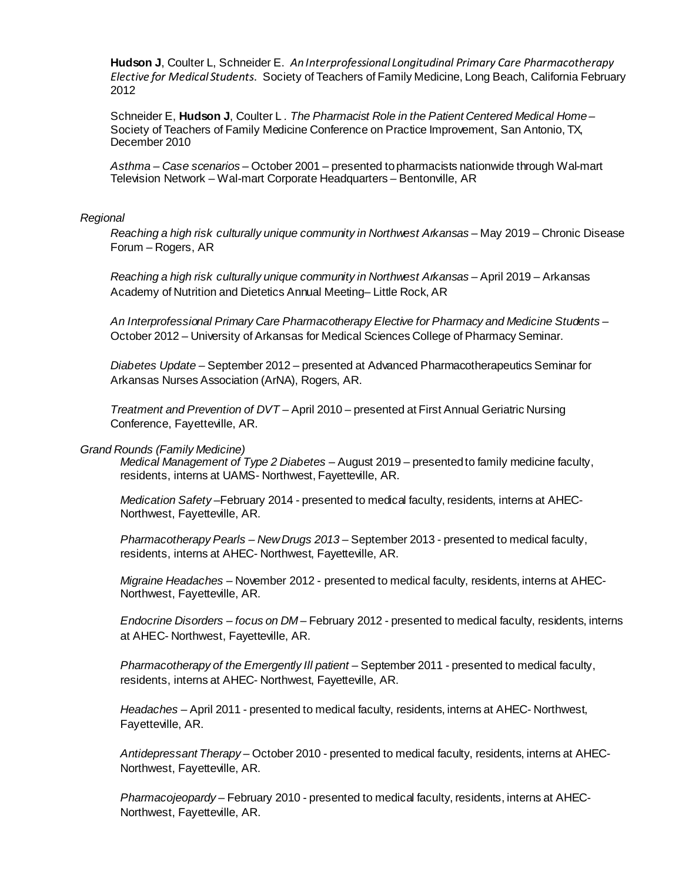**Hudson J**, Coulter L, Schneider E. *An Interprofessional Longitudinal Primary Care Pharmacotherapy Elective for Medical Students*. Society of Teachers of Family Medicine, Long Beach, California February 2012

Schneider E, **Hudson J**, Coulter L. *The Pharmacist Role in the Patient Centered Medical Home* – Society of Teachers of Family Medicine Conference on Practice Improvement, San Antonio, TX, December 2010

*Asthma – Case scenarios* – October 2001 – presented to pharmacists nationwide through Wal-mart Television Network – Wal-mart Corporate Headquarters – Bentonville, AR

*Regional*

*Reaching a high risk culturally unique community in Northwest Arkansas* – May 2019 – Chronic Disease Forum – Rogers, AR

*Reaching a high risk culturally unique community in Northwest Arkansas* – April 2019 – Arkansas Academy of Nutrition and Dietetics Annual Meeting– Little Rock, AR

*An Interprofessional Primary Care Pharmacotherapy Elective for Pharmacy and Medicine Students* – October 2012 – University of Arkansas for Medical Sciences College of Pharmacy Seminar.

*Diabetes Update* – September 2012 – presented at Advanced Pharmacotherapeutics Seminar for Arkansas Nurses Association (ArNA), Rogers, AR.

*Treatment and Prevention of DVT* – April 2010 – presented at First Annual Geriatric Nursing Conference, Fayetteville, AR.

*Grand Rounds (Family Medicine)*

*Medical Management of Type 2 Diabetes* – August 2019 – presented to family medicine faculty, residents, interns at UAMS- Northwest, Fayetteville, AR.

*Medication Safety* –February 2014 - presented to medical faculty, residents, interns at AHEC-Northwest, Fayetteville, AR.

*Pharmacotherapy Pearls – New Drugs 2013* – September 2013 - presented to medical faculty, residents, interns at AHEC- Northwest, Fayetteville, AR.

*Migraine Headaches* – November 2012 - presented to medical faculty, residents, interns at AHEC-Northwest, Fayetteville, AR.

*Endocrine Disorders – focus on DM* – February 2012 - presented to medical faculty, residents, interns at AHEC- Northwest, Fayetteville, AR.

*Pharmacotherapy of the Emergently Ill patient* – September 2011 - presented to medical faculty, residents, interns at AHEC- Northwest, Fayetteville, AR.

*Headaches* – April 2011 - presented to medical faculty, residents, interns at AHEC- Northwest, Fayetteville, AR.

*Antidepressant Therapy* – October 2010 - presented to medical faculty, residents, interns at AHEC-Northwest, Fayetteville, AR.

*Pharmacojeopardy* – February 2010 - presented to medical faculty, residents, interns at AHEC-Northwest, Fayetteville, AR.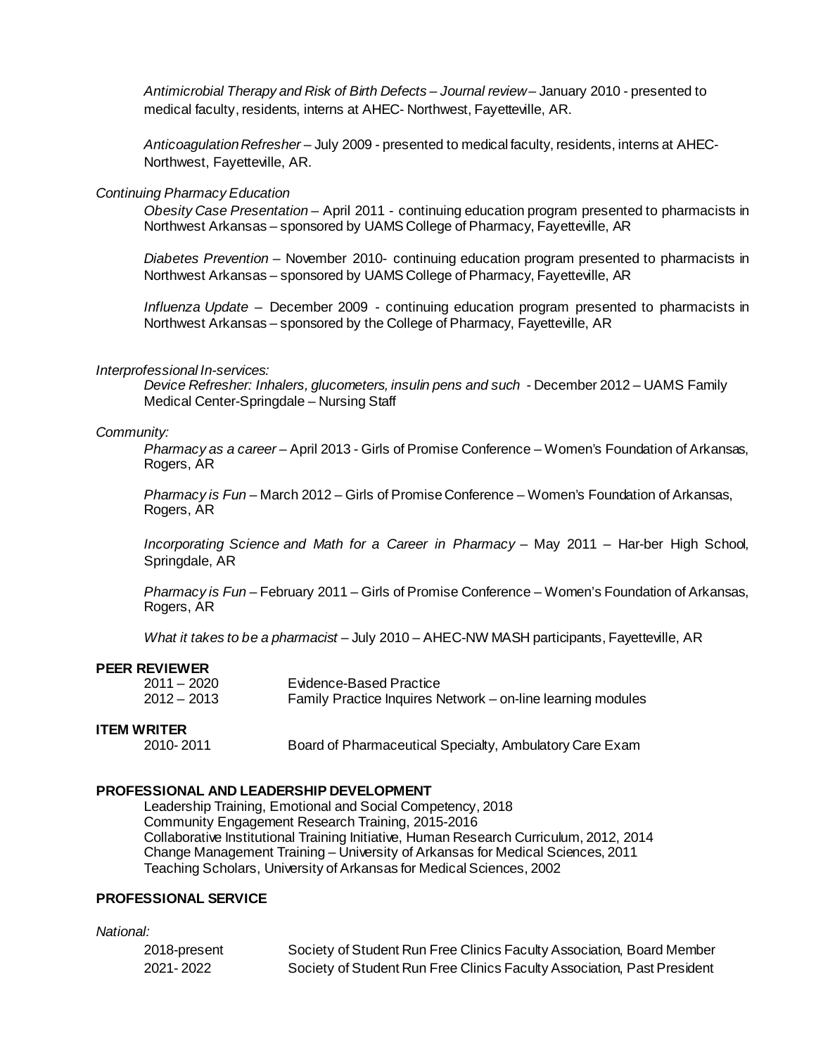*Antimicrobial Therapy and Risk of Birth Defects – Journal review* – January 2010 - presented to medical faculty, residents, interns at AHEC- Northwest, Fayetteville, AR.

*Anticoagulation Refresher* – July 2009 - presented to medical faculty, residents, interns at AHEC-Northwest, Fayetteville, AR.

*Continuing Pharmacy Education*

*Obesity Case Presentation* – April 2011 - continuing education program presented to pharmacists in Northwest Arkansas – sponsored by UAMS College of Pharmacy, Fayetteville, AR

*Diabetes Prevention* – November 2010- continuing education program presented to pharmacists in Northwest Arkansas – sponsored by UAMS College of Pharmacy, Fayetteville, AR

*Influenza Update* – December 2009 - continuing education program presented to pharmacists in Northwest Arkansas – sponsored by the College of Pharmacy, Fayetteville, AR

*Interprofessional In-services:*

*Device Refresher: Inhalers, glucometers, insulin pens and such* - December 2012 – UAMS Family Medical Center-Springdale – Nursing Staff

*Community:*

*Pharmacy as a career* – April 2013 - Girls of Promise Conference – Women's Foundation of Arkansas, Rogers, AR

*Pharmacy is Fun* – March 2012 – Girls of Promise Conference – Women's Foundation of Arkansas, Rogers, AR

*Incorporating Science and Math for a Career in Pharmacy* – May 2011 – Har-ber High School, Springdale, AR

*Pharmacy is Fun* – February 2011 – Girls of Promise Conference – Women's Foundation of Arkansas, Rogers, AR

*What it takes to be a pharmacist* – July 2010 – AHEC-NW MASH participants, Fayetteville, AR

**PEER REVIEWER**

| | |
|---|---|
| 2011 – 2020 | Evidence-Based Practice |
| 2012 – 2013 | Family Practice Inquires Network – on-line learning modules |

**ITEM WRITER**

| | |
|---|---|
| 2010- 2011 | Board of Pharmaceutical Specialty, Ambulatory Care Exam |

**PROFESSIONAL AND LEADERSHIP DEVELOPMENT**

Leadership Training, Emotional and Social Competency, 2018
Community Engagement Research Training, 2015-2016
Collaborative Institutional Training Initiative, Human Research Curriculum, 2012, 2014
Change Management Training – University of Arkansas for Medical Sciences, 2011
Teaching Scholars, University of Arkansas for Medical Sciences, 2002

**PROFESSIONAL SERVICE**

*National:*

| | |
|---|---|
| 2018-present | Society of Student Run Free Clinics Faculty Association, Board Member |
| 2021- 2022 | Society of Student Run Free Clinics Faculty Association, Past President |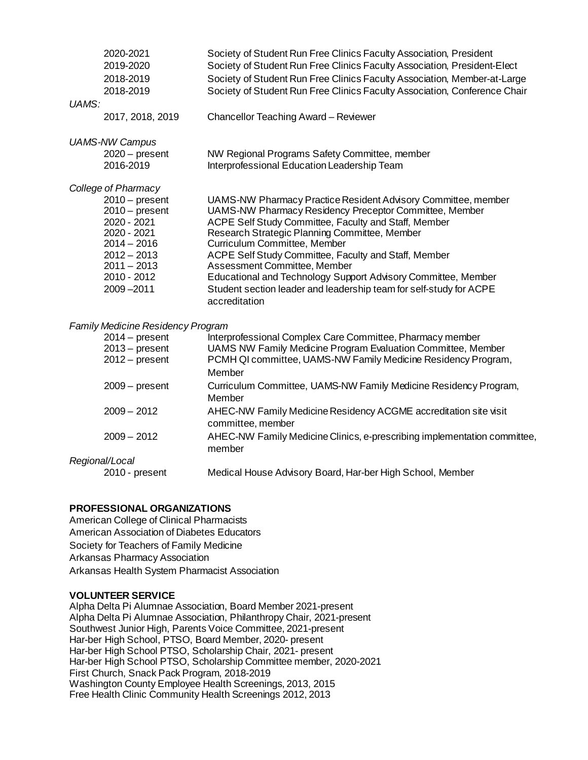| | |
|---|---|
| 2020-2021 | Society of Student Run Free Clinics Faculty Association, President |
| 2019-2020 | Society of Student Run Free Clinics Faculty Association, President-Elect |
| 2018-2019 | Society of Student Run Free Clinics Faculty Association, Member-at-Large |
| 2018-2019 | Society of Student Run Free Clinics Faculty Association, Conference Chair |

*UAMS:*

| | |
|---|---|
| 2017, 2018, 2019 | Chancellor Teaching Award – Reviewer |

*UAMS-NW Campus*

| | |
|---|---|
| 2020 – present | NW Regional Programs Safety Committee, member |
| 2016-2019 | Interprofessional Education Leadership Team |

*College of Pharmacy*

| | |
|---|---|
| 2010 – present | UAMS-NW Pharmacy Practice Resident Advisory Committee, member |
| 2010 – present | UAMS-NW Pharmacy Residency Preceptor Committee, Member |
| 2020 - 2021 | ACPE Self Study Committee, Faculty and Staff, Member |
| 2020 - 2021 | Research Strategic Planning Committee, Member |
| 2014 – 2016 | Curriculum Committee, Member |
| 2012 – 2013 | ACPE Self Study Committee, Faculty and Staff, Member |
| 2011 – 2013 | Assessment Committee, Member |
| 2010 - 2012 | Educational and Technology Support Advisory Committee, Member |
| 2009 –2011 | Student section leader and leadership team for self-study for ACPE accreditation |

*Family Medicine Residency Program*

| | |
|---|---|
| 2014 – present | Interprofessional Complex Care Committee, Pharmacy member |
| 2013 – present | UAMS NW Family Medicine Program Evaluation Committee, Member |
| 2012 – present | PCMH QI committee, UAMS-NW Family Medicine Residency Program, Member |
| 2009 – present | Curriculum Committee, UAMS-NW Family Medicine Residency Program, Member |
| 2009 – 2012 | AHEC-NW Family Medicine Residency ACGME accreditation site visit committee, member |
| 2009 – 2012 | AHEC-NW Family Medicine Clinics, e-prescribing implementation committee, member |

*Regional/Local*

| | |
|---|---|
| 2010 - present | Medical House Advisory Board, Har-ber High School, Member |

**PROFESSIONAL ORGANIZATIONS**

American College of Clinical Pharmacists
American Association of Diabetes Educators
Society for Teachers of Family Medicine
Arkansas Pharmacy Association
Arkansas Health System Pharmacist Association

**VOLUNTEER SERVICE**

Alpha Delta Pi Alumnae Association, Board Member 2021-present
Alpha Delta Pi Alumnae Association, Philanthropy Chair, 2021-present
Southwest Junior High, Parents Voice Committee, 2021-present
Har-ber High School, PTSO, Board Member, 2020- present
Har-ber High School PTSO, Scholarship Chair, 2021- present
Har-ber High School PTSO, Scholarship Committee member, 2020-2021
First Church, Snack Pack Program, 2018-2019
Washington County Employee Health Screenings, 2013, 2015
Free Health Clinic Community Health Screenings 2012, 2013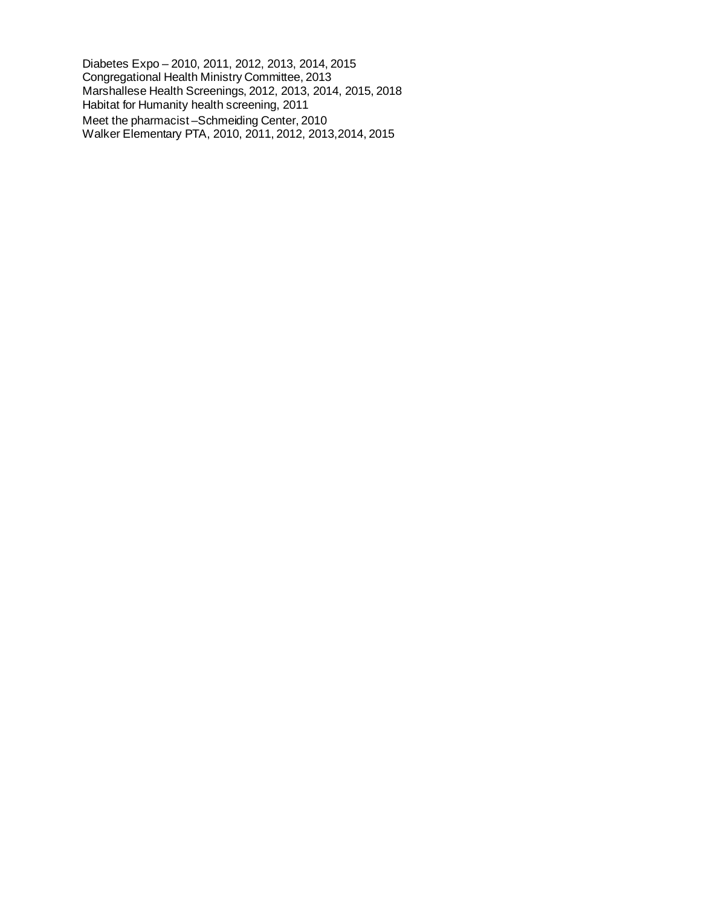Diabetes Expo – 2010, 2011, 2012, 2013, 2014, 2015
Congregational Health Ministry Committee, 2013
Marshallese Health Screenings, 2012, 2013, 2014, 2015, 2018
Habitat for Humanity health screening, 2011
Meet the pharmacist –Schmeiding Center, 2010
Walker Elementary PTA, 2010, 2011, 2012, 2013,2014, 2015